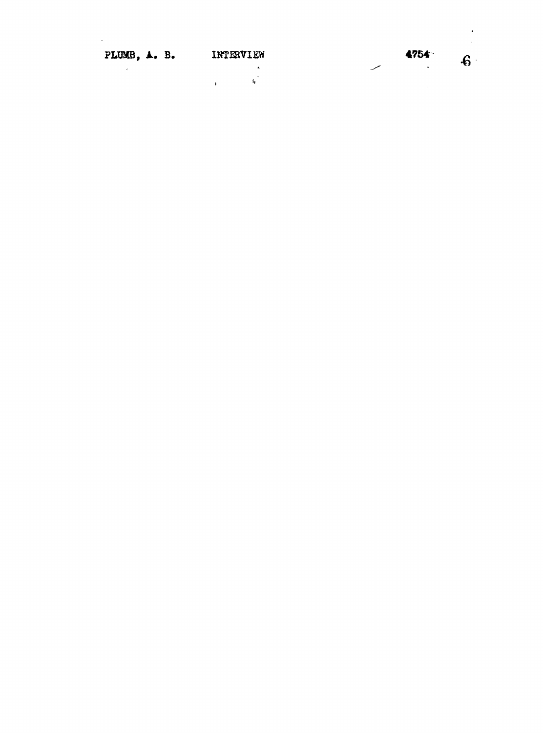PLUMB, A. B. INTERVIEW 4754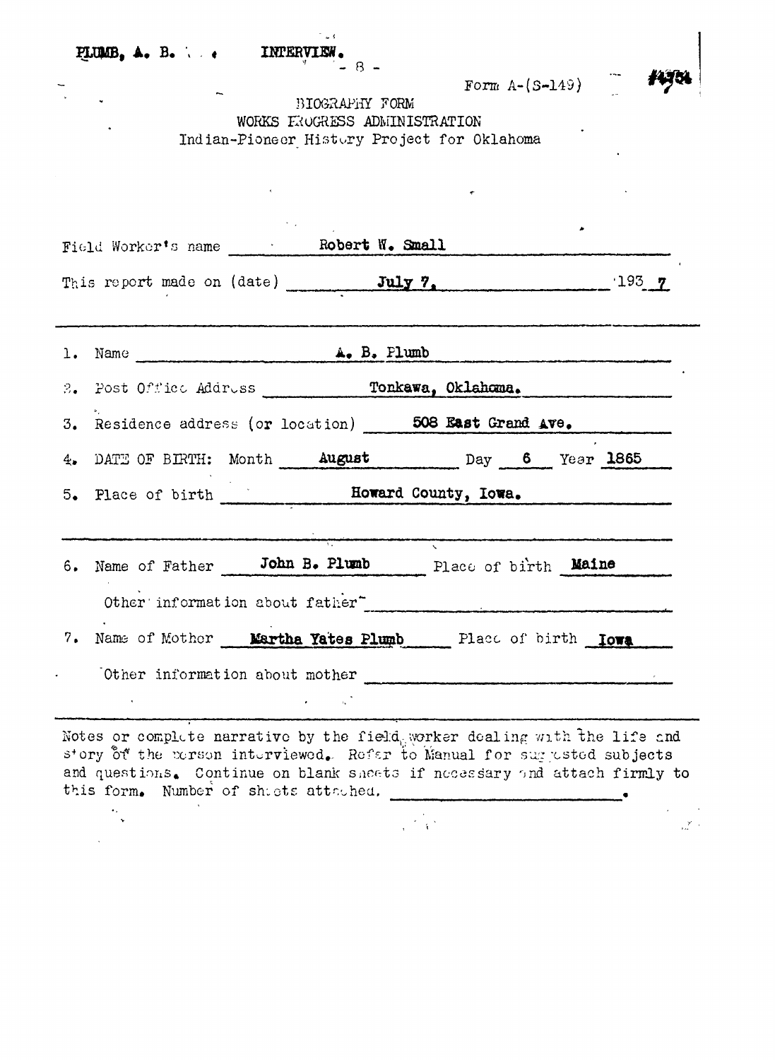PLUMB, A. B. INTERVIEW.

#4754

Form A-(S-149)

BIOGRAPHY FORM
WORKS PROGRESS ADMINISTRATION
Indian-Pioneer History Project for Oklahoma

Field Worker's name Robert W. Small

This report made on (date) July 7, 1937

1. Name A. B. Plumb
2. Post Office Address Tonkawa, Oklahoma.
3. Residence address (or location) 508 East Grand Ave.
4. DATE OF BIRTH: Month August Day 6 Year 1865
5. Place of birth Howard County, Iowa.

6. Name of Father John B. Plumb Place of birth Maine

   Other information about father

7. Name of Mother Martha Yates Plumb Place of birth Iowa

   Other information about mother

Notes or complete narrative by the field worker dealing with the life and story of the person interviewed. Refer to Manual for suggested subjects and questions. Continue on blank sheets if necessary and attach firmly to this form. Number of sheets attached.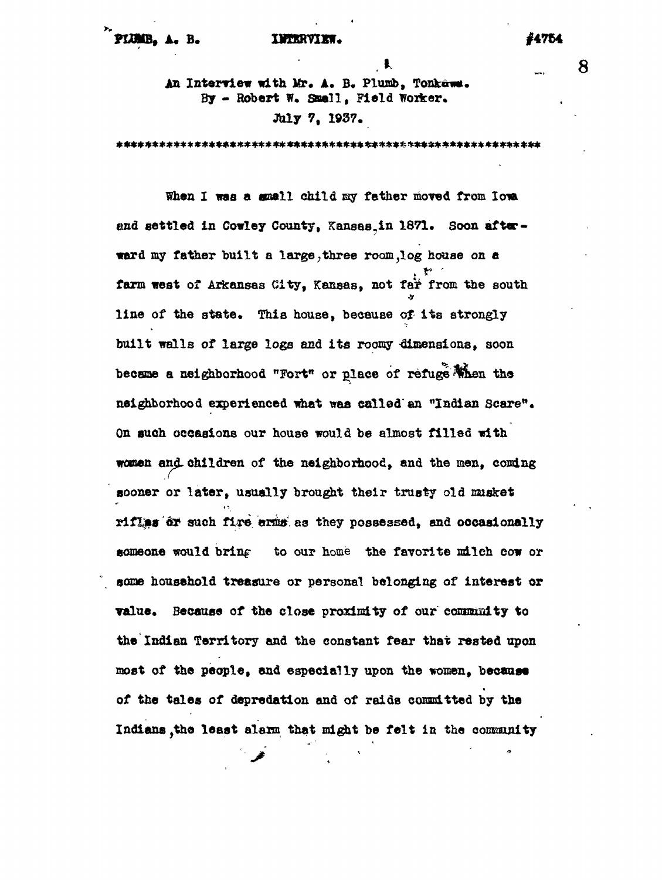An Interview with Mr. A. B. Plumb, Tonkawa.
By - Robert W. Small, Field Worker.
July 7, 1937.

When I was a small child my father moved from Iowa and settled in Cowley County, Kansas, in 1871. Soon afterward my father built a large, three room, log house on a farm west of Arkansas City, Kansas, not far from the south line of the state. This house, because of its strongly built walls of large logs and its roomy dimensions, soon became a neighborhood "Fort" or place of refuge when the neighborhood experienced what was called an "Indian Scare". On such occasions our house would be almost filled with women and children of the neighborhood, and the men, coming sooner or later, usually brought their trusty old musket rifles or such fire arms as they possessed, and occasionally someone would bring to our home the favorite milch cow or some household treasure or personal belonging of interest or value. Because of the close proximity of our community to the Indian Territory and the constant fear that rested upon most of the people, and especially upon the women, because of the tales of depredation and of raids committed by the Indians, the least alarm that might be felt in the community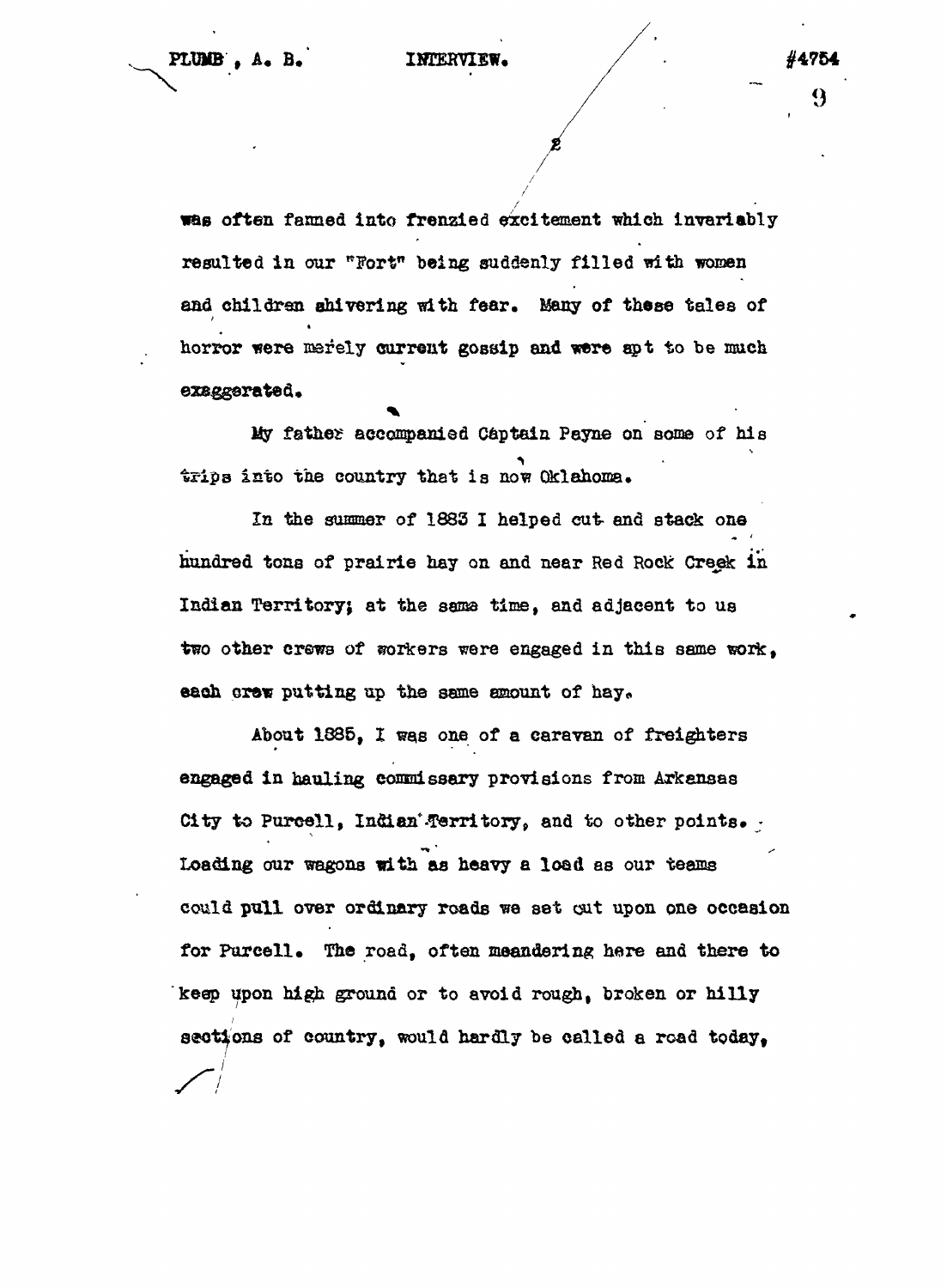was often fanned into frenzied excitement which invariably resulted in our "Fort" being suddenly filled with women and children shivering with fear. Many of these tales of horror were merely current gossip and were apt to be much exaggerated.

My father accompanied Captain Payne on some of his trips into the country that is now Oklahoma.

In the summer of 1883 I helped cut and stack one hundred tons of prairie hay on and near Red Rock Creek in Indian Territory; at the same time, and adjacent to us two other crews of workers were engaged in this same work, each crew putting up the same amount of hay.

About 1885, I was one of a caravan of freighters engaged in hauling commissary provisions from Arkansas City to Purcell, Indian Territory, and to other points. Loading our wagons with as heavy a load as our teams could pull over ordinary roads we set out upon one occasion for Purcell. The road, often meandering here and there to keep upon high ground or to avoid rough, broken or hilly sections of country, would hardly be called a road today,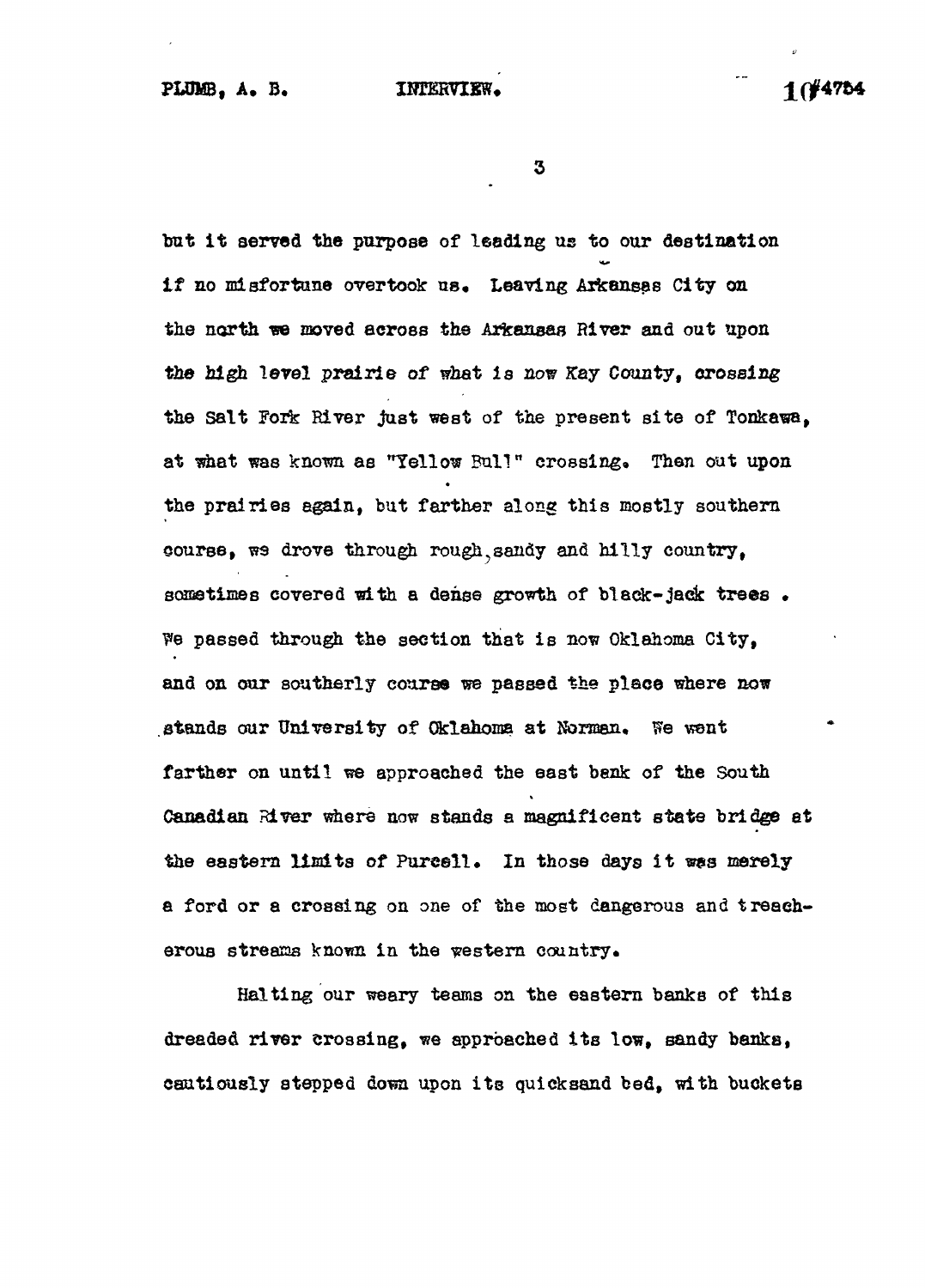but it served the purpose of leading us to our destination if no misfortune overtook us. Leaving Arkansas City on the north we moved across the Arkansas River and out upon the high level prairie of what is now Kay County, crossing the Salt Fork River just west of the present site of Tonkawa, at what was known as "Yellow Bull" crossing. Then out upon the prairies again, but farther along this mostly southern course, we drove through rough, sandy and hilly country, sometimes covered with a dense growth of black-jack trees. We passed through the section that is now Oklahoma City, and on our southerly course we passed the place where now stands our University of Oklahoma at Norman. We went farther on until we approached the east bank of the South Canadian River where now stands a magnificent state bridge at the eastern limits of Purcell. In those days it was merely a ford or a crossing on one of the most dangerous and treacherous streams known in the western country.

Halting our weary teams on the eastern banks of this dreaded river crossing, we approached its low, sandy banks, cautiously stepped down upon its quicksand bed, with buckets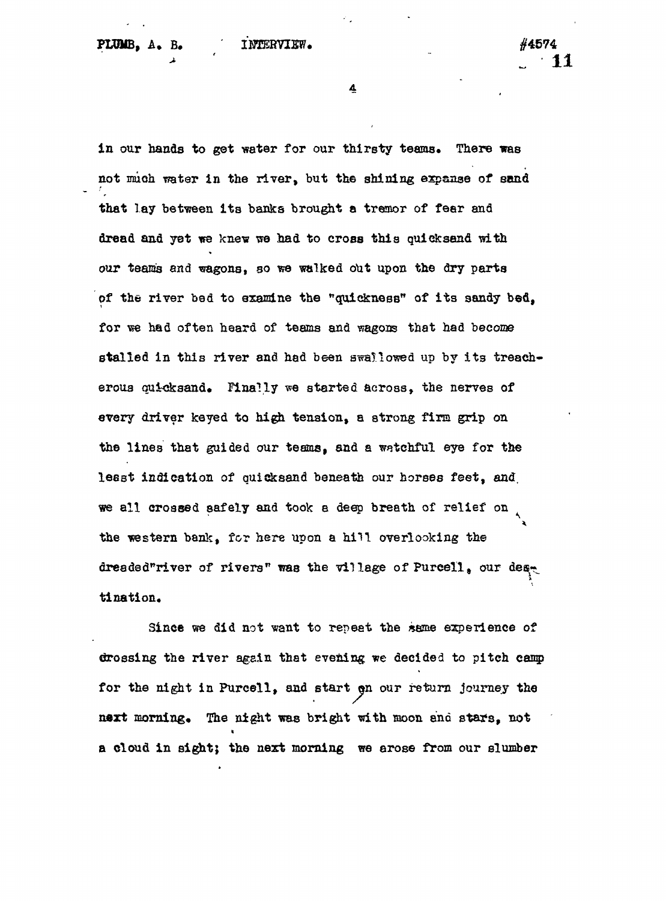in our hands to get water for our thirsty teams. There was not much water in the river, but the shining expanse of sand that lay between its banks brought a tremor of fear and dread and yet we knew we had to cross this quicksand with our teams and wagons, so we walked out upon the dry parts of the river bed to examine the "quickness" of its sandy bed, for we had often heard of teams and wagons that had become stalled in this river and had been swallowed up by its treacherous quicksand. Finally we started across, the nerves of every driver keyed to high tension, a strong firm grip on the lines that guided our teams, and a watchful eye for the least indication of quicksand beneath our horses feet, and we all crossed safely and took a deep breath of relief on the western bank, for here upon a hill overlooking the dreaded"river of rivers" was the village of Purcell, our destination.

Since we did not want to repeat the same experience of crossing the river again that evening we decided to pitch camp for the night in Purcell, and start on our return journey the next morning. The night was bright with moon and stars, not a cloud in sight; the next morning we arose from our slumber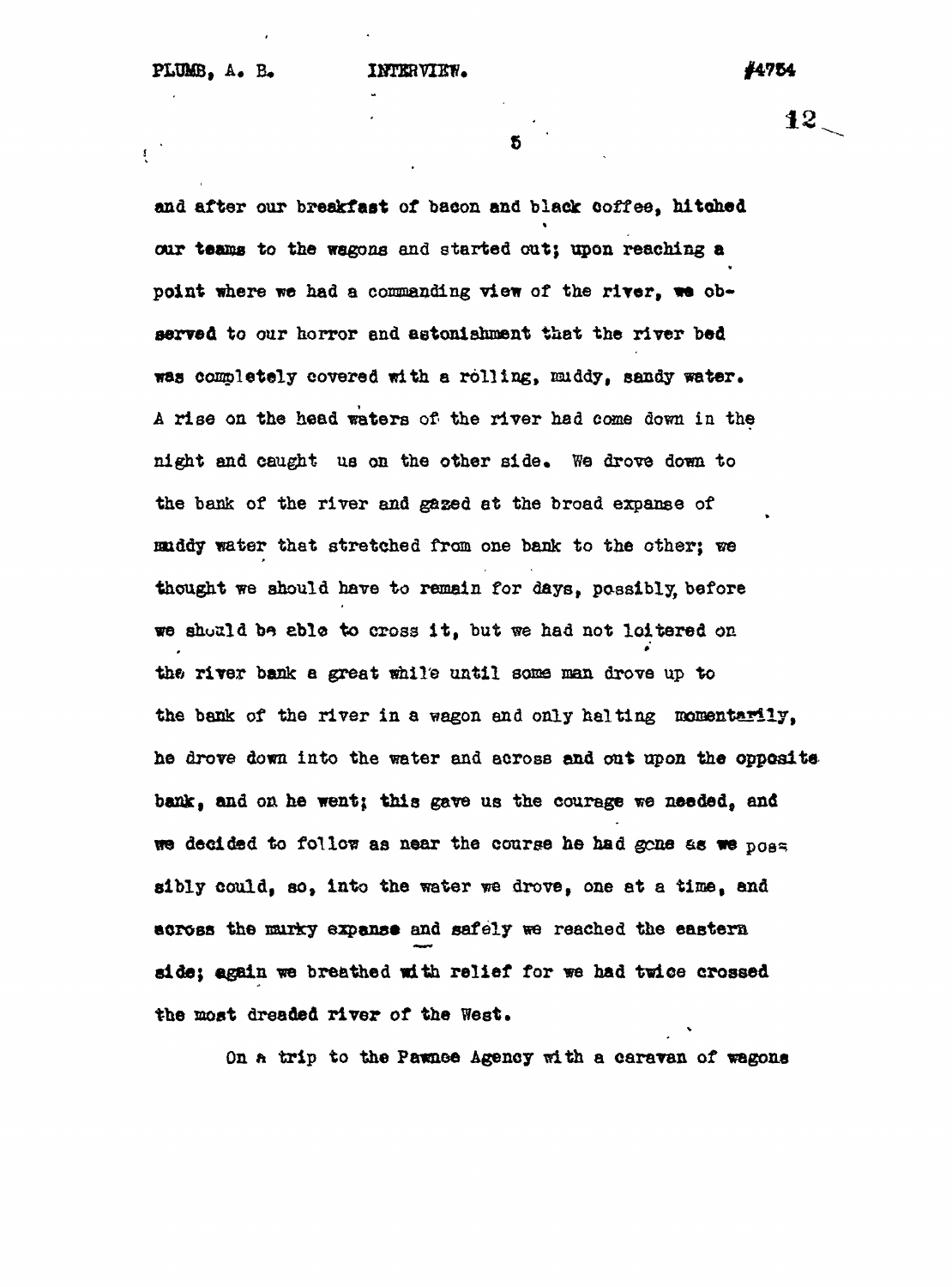and after our breakfast of bacon and black coffee, hitched our teams to the wagons and started out; upon reaching a point where we had a commanding view of the river, we observed to our horror and astonishment that the river bed was completely covered with a rolling, muddy, sandy water. A rise on the head waters of the river had come down in the night and caught us on the other side. We drove down to the bank of the river and gazed at the broad expanse of muddy water that stretched from one bank to the other; we thought we should have to remain for days, possibly, before we should be able to cross it, but we had not loitered on the river bank a great while until some man drove up to the bank of the river in a wagon and only halting momentarily, he drove down into the water and across and out upon the opposite bank, and on he went; this gave us the courage we needed, and we decided to follow as near the course he had gone as we possibly could, so, into the water we drove, one at a time, and across the murky expanse and safely we reached the eastern side; again we breathed with relief for we had twice crossed the most dreaded river of the West.

On a trip to the Pawnee Agency with a caravan of wagons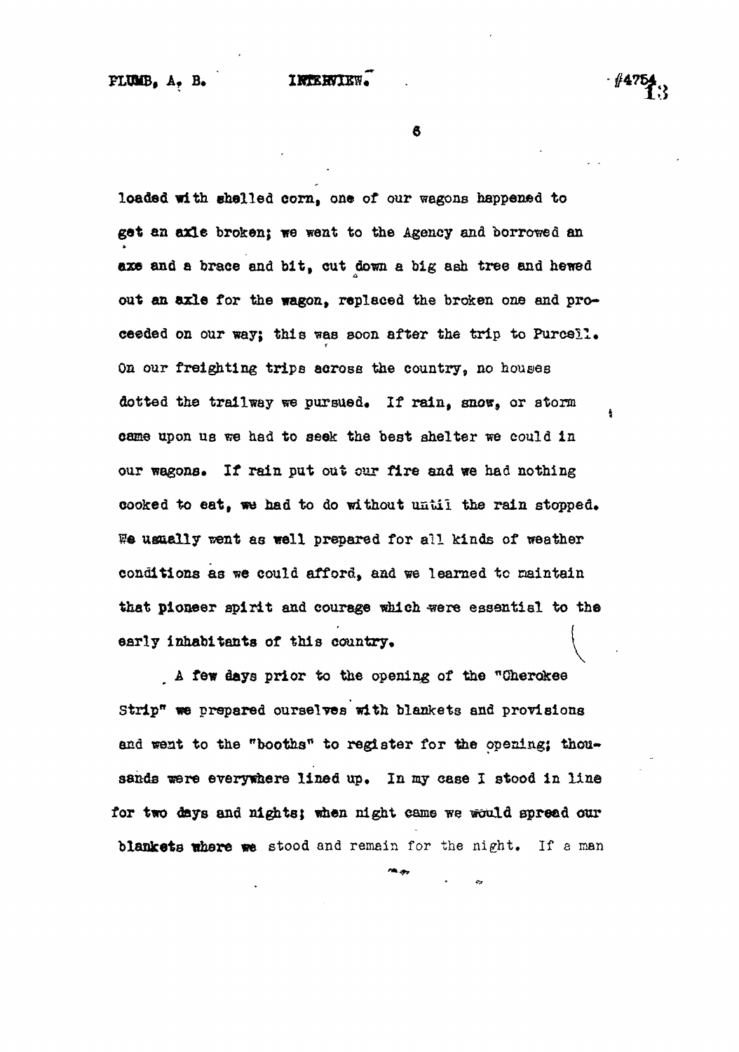loaded with shelled corn, one of our wagons happened to get an axle broken; we went to the Agency and borrowed an axe and a brace and bit, cut down a big ash tree and hewed out an axle for the wagon, replaced the broken one and proceeded on our way; this was soon after the trip to Purcell. On our freighting trips across the country, no houses dotted the trailway we pursued. If rain, snow, or storm came upon us we had to seek the best shelter we could in our wagons. If rain put out our fire and we had nothing cooked to eat, we had to do without until the rain stopped. We usually went as well prepared for all kinds of weather conditions as we could afford, and we learned to maintain that pioneer spirit and courage which were essential to the early inhabitants of this country.

A few days prior to the opening of the "Cherokee Strip" we prepared ourselves with blankets and provisions and went to the "booths" to register for the opening; thousands were everywhere lined up. In my case I stood in line for two days and nights; when night came we would spread our blankets where we stood and remain for the night. If a man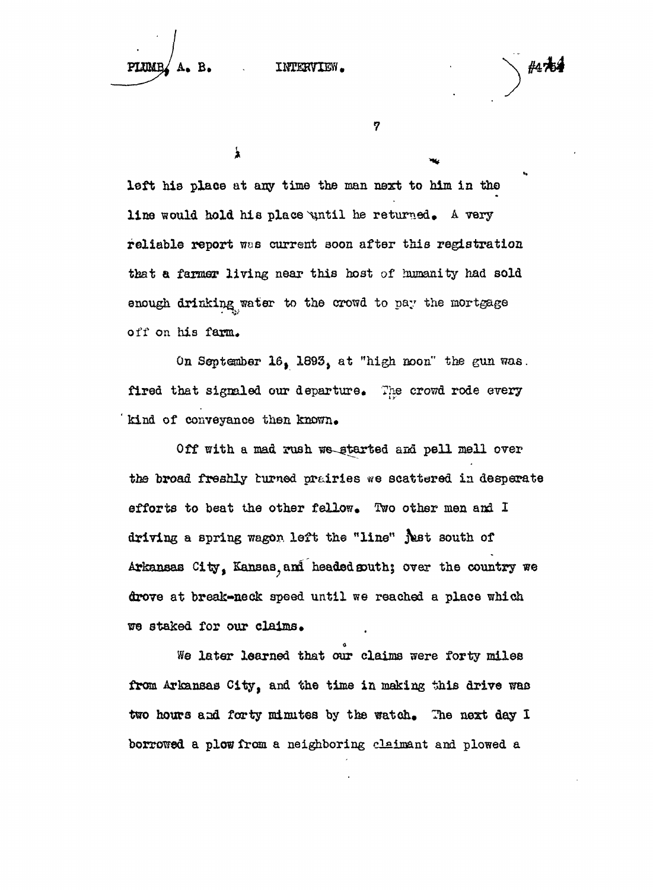left his place at any time the man next to him in the line would hold his place until he returned. A very reliable report was current soon after this registration that a farmer living near this host of humanity had sold enough drinking water to the crowd to pay the mortgage off on his farm.

On September 16, 1893, at "high noon" the gun was fired that signaled our departure. The crowd rode every kind of conveyance then known.

Off with a mad rush we started and pell mell over the broad freshly turned prairies we scattered in desperate efforts to beat the other fellow. Two other men and I driving a spring wagon left the "line" just south of Arkansas City, Kansas, and headed south; over the country we drove at break-neck speed until we reached a place which we staked for our claims.

We later learned that our claims were forty miles from Arkansas City, and the time in making this drive was two hours and forty minutes by the watch. The next day I borrowed a plow from a neighboring claimant and plowed a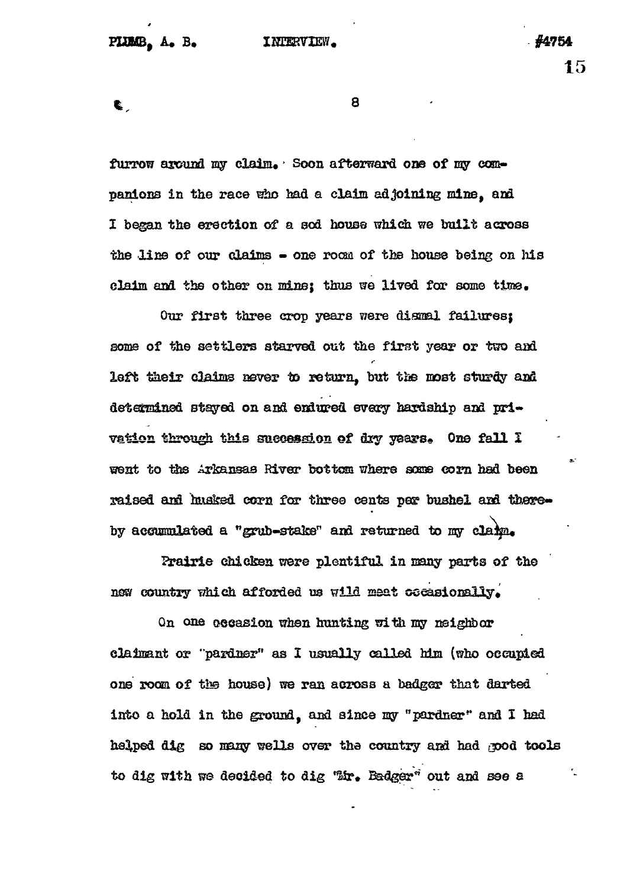furrow around my claim. Soon afterward one of my companions in the race who had a claim adjoining mine, and I began the erection of a sod house which we built across the line of our claims - one room of the house being on his claim and the other on mine; thus we lived for some time.

Our first three crop years were dismal failures; some of the settlers starved out the first year or two and left their claims never to return, but the most sturdy and determined stayed on and endured every hardship and privation through this succession of dry years. One fall I went to the Arkansas River bottom where some corn had been raised and husked corn for three cents per bushel and thereby accumulated a "grub-stake" and returned to my claim.

Prairie chicken were plentiful in many parts of the new country which afforded us wild meat occasionally.

On one occasion when hunting with my neighbor claimant or "pardner" as I usually called him (who occupied one room of the house) we ran across a badger that darted into a hold in the ground, and since my "pardner" and I had helped dig so many wells over the country and had good tools to dig with we decided to dig "Mr. Badger" out and see a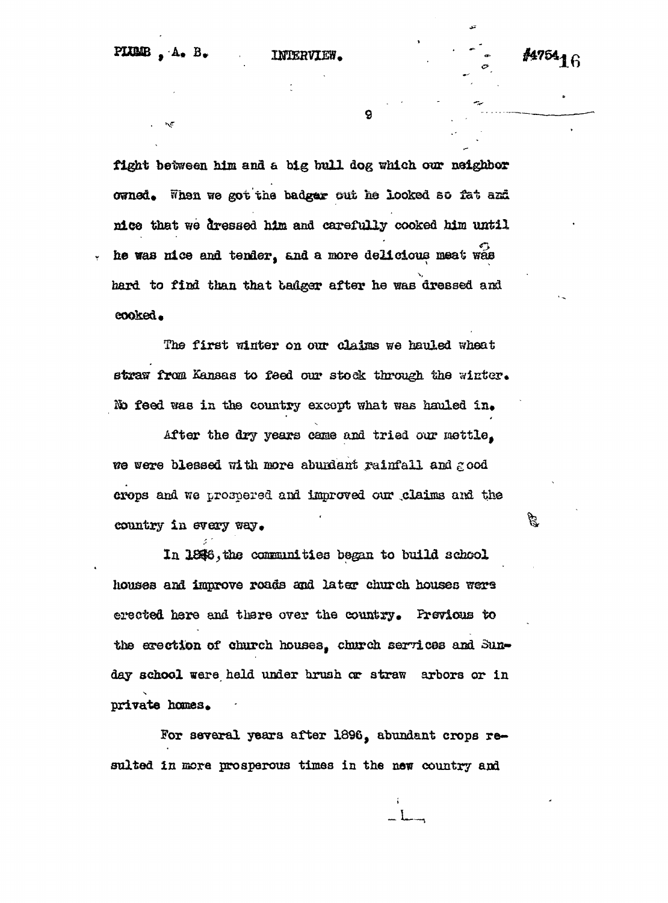fight between him and a big bull dog which our neighbor owned. When we got the badger out he looked so fat and nice that we dressed him and carefully cooked him until he was nice and tender, and a more delicious meat was hard to find than that badger after he was dressed and cooked.

The first winter on our claims we hauled wheat straw from Kansas to feed our stock through the winter. No feed was in the country except what was hauled in.

After the dry years came and tried our mettle, we were blessed with more abundant rainfall and good crops and we prospered and improved our claims and the country in every way.

In 1896, the communities began to build school houses and improve roads and later church houses were erected here and there over the country. Previous to the erection of church houses, church services and Sunday school were held under brush or straw arbors or in private homes.

For several years after 1896, abundant crops resulted in more prosperous times in the new country and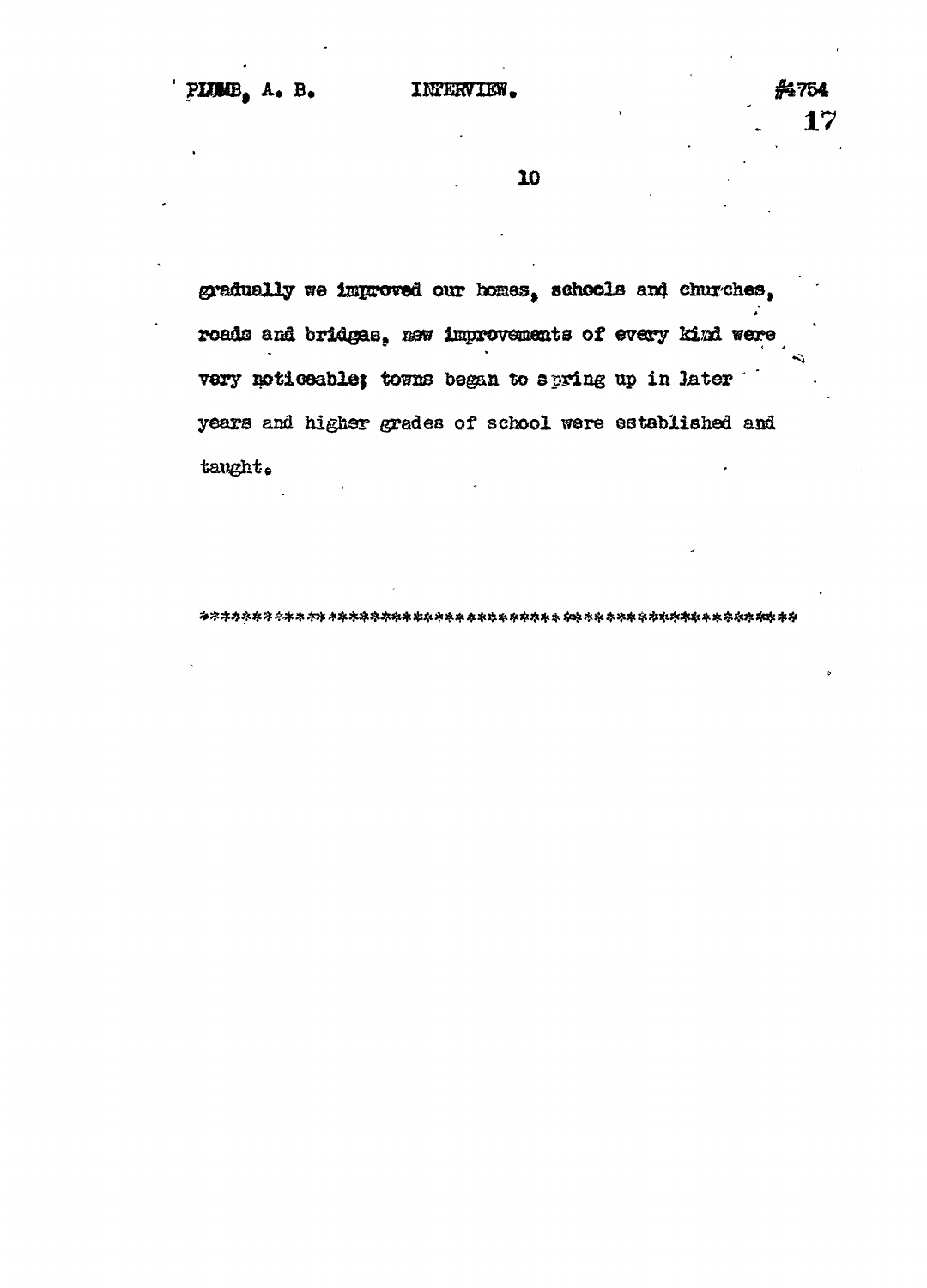gradually we improved our homes, schools and churches, roads and bridges, new improvements of every kind were very noticeable; towns began to spring up in later years and higher grades of school were established and taught.

*****************************************************************